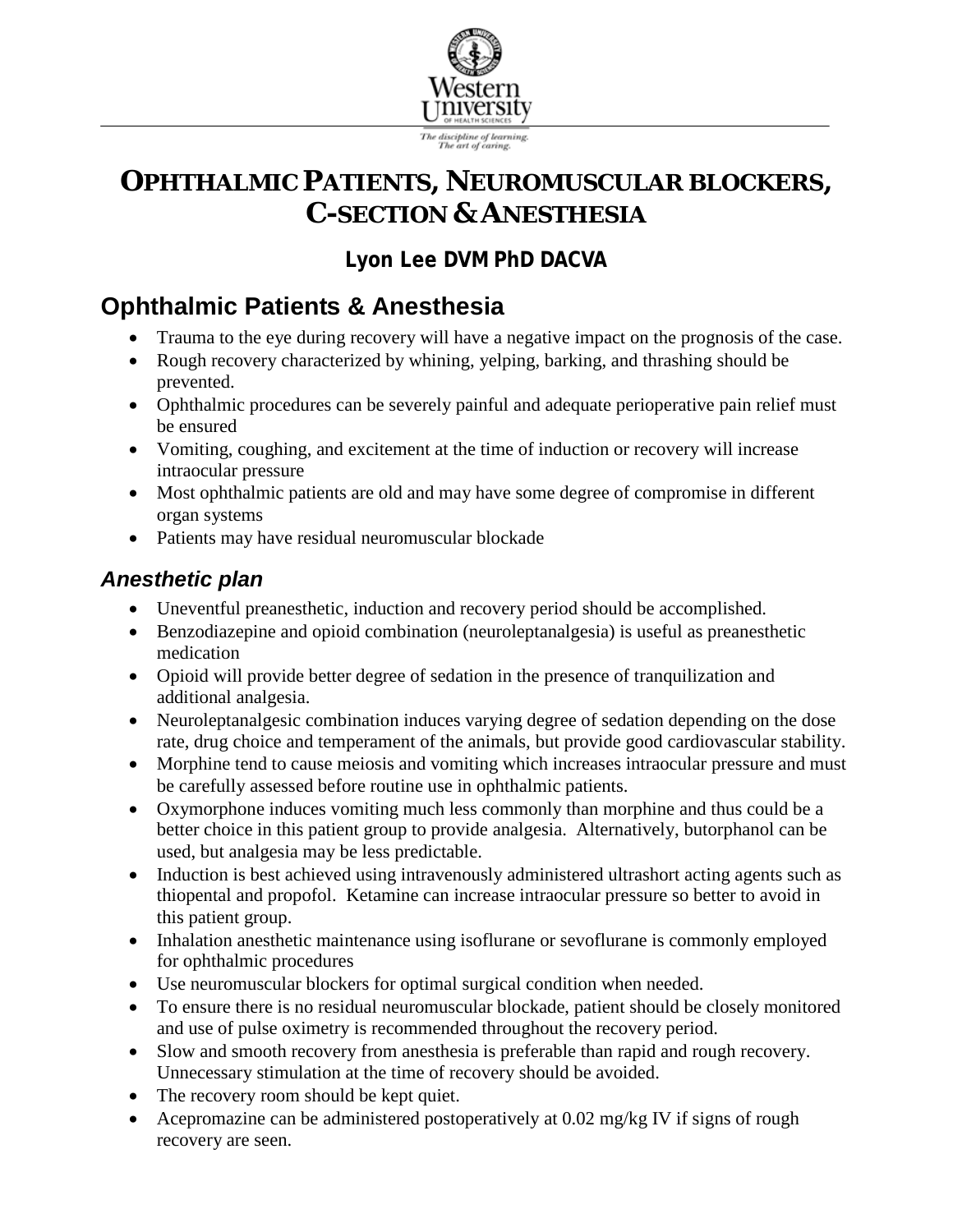# OPHTHALMIC PATIENTS, NEUROMUSCULAR BLOCKERS, C-SECTION & ANESTHESIA

**Lyon Lee DVM PhD DACVA**

## Ophthalmic Patients & Anesthesia

- Trauma to the eye during recovery will have a negative impact on the prognosis of the case.
- Rough recovery characterized by whining, yelping, barking, and thrashing should be prevented.
- Ophthalmic procedures can be severely painful and adequate perioperative pain relief must be ensured
- Vomiting, coughing, and excitement at the time of induction or recovery will increase intraocular pressure
- Most ophthalmic patients are old and may have some degree of compromise in different organ systems
- Patients may have residual neuromuscular blockade

### *Anesthetic plan*

- Uneventful preanesthetic, induction and recovery period should be accomplished.
- Benzodiazepine and opioid combination (neuroleptanalgesia) is useful as preanesthetic medication
- Opioid will provide better degree of sedation in the presence of tranquilization and additional analgesia.
- Neuroleptanalgesic combination induces varying degree of sedation depending on the dose rate, drug choice and temperament of the animals, but provide good cardiovascular stability.
- Morphine tend to cause meiosis and vomiting which increases intraocular pressure and must be carefully assessed before routine use in ophthalmic patients.
- Oxymorphone induces vomiting much less commonly than morphine and thus could be a better choice in this patient group to provide analgesia. Alternatively, butorphanol can be used, but analgesia may be less predictable.
- Induction is best achieved using intravenously administered ultrashort acting agents such as thiopental and propofol. Ketamine can increase intraocular pressure so better to avoid in this patient group.
- Inhalation anesthetic maintenance using isoflurane or sevoflurane is commonly employed for ophthalmic procedures
- Use neuromuscular blockers for optimal surgical condition when needed.
- To ensure there is no residual neuromuscular blockade, patient should be closely monitored and use of pulse oximetry is recommended throughout the recovery period.
- Slow and smooth recovery from anesthesia is preferable than rapid and rough recovery. Unnecessary stimulation at the time of recovery should be avoided.
- The recovery room should be kept quiet.
- Acepromazine can be administered postoperatively at 0.02 mg/kg IV if signs of rough recovery are seen.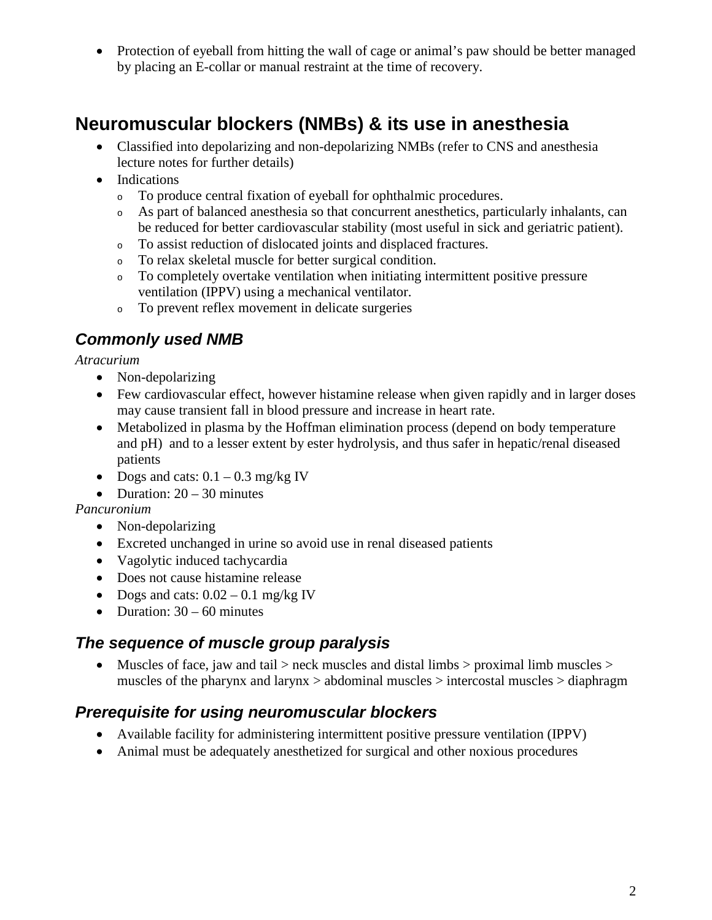- Protection of eyeball from hitting the wall of cage or animal's paw should be better managed by placing an E-collar or manual restraint at the time of recovery.

## Neuromuscular blockers (NMBs) & its use in anesthesia

- Classified into depolarizing and non-depolarizing NMBs (refer to CNS and anesthesia lecture notes for further details)
- Indications
  - To produce central fixation of eyeball for ophthalmic procedures.
  - As part of balanced anesthesia so that concurrent anesthetics, particularly inhalants, can be reduced for better cardiovascular stability (most useful in sick and geriatric patient).
  - To assist reduction of dislocated joints and displaced fractures.
  - To relax skeletal muscle for better surgical condition.
  - To completely overtake ventilation when initiating intermittent positive pressure ventilation (IPPV) using a mechanical ventilator.
  - To prevent reflex movement in delicate surgeries

### *Commonly used NMB*

*Atracurium*

- Non-depolarizing
- Few cardiovascular effect, however histamine release when given rapidly and in larger doses may cause transient fall in blood pressure and increase in heart rate.
- Metabolized in plasma by the Hoffman elimination process (depend on body temperature and pH) and to a lesser extent by ester hydrolysis, and thus safer in hepatic/renal diseased patients
- Dogs and cats: 0.1 – 0.3 mg/kg IV
- Duration: 20 – 30 minutes

*Pancuronium*

- Non-depolarizing
- Excreted unchanged in urine so avoid use in renal diseased patients
- Vagolytic induced tachycardia
- Does not cause histamine release
- Dogs and cats: 0.02 – 0.1 mg/kg IV
- Duration: 30 – 60 minutes

### *The sequence of muscle group paralysis*

- Muscles of face, jaw and tail > neck muscles and distal limbs > proximal limb muscles > muscles of the pharynx and larynx > abdominal muscles > intercostal muscles > diaphragm

### *Prerequisite for using neuromuscular blockers*

- Available facility for administering intermittent positive pressure ventilation (IPPV)
- Animal must be adequately anesthetized for surgical and other noxious procedures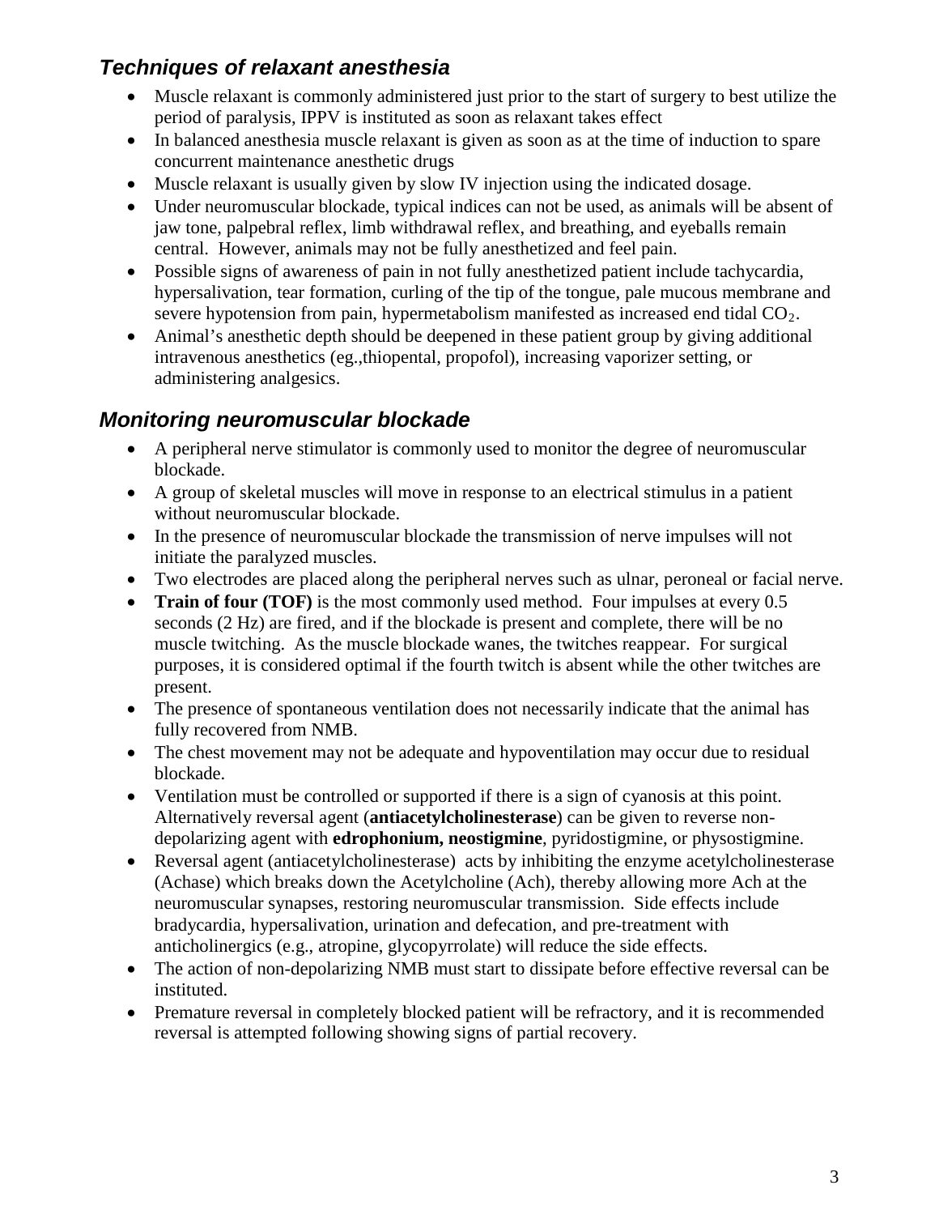## *Techniques of relaxant anesthesia*

- Muscle relaxant is commonly administered just prior to the start of surgery to best utilize the period of paralysis, IPPV is instituted as soon as relaxant takes effect
- In balanced anesthesia muscle relaxant is given as soon as at the time of induction to spare concurrent maintenance anesthetic drugs
- Muscle relaxant is usually given by slow IV injection using the indicated dosage.
- Under neuromuscular blockade, typical indices can not be used, as animals will be absent of jaw tone, palpebral reflex, limb withdrawal reflex, and breathing, and eyeballs remain central. However, animals may not be fully anesthetized and feel pain.
- Possible signs of awareness of pain in not fully anesthetized patient include tachycardia, hypersalivation, tear formation, curling of the tip of the tongue, pale mucous membrane and severe hypotension from pain, hypermetabolism manifested as increased end tidal $CO_2$.
- Animal's anesthetic depth should be deepened in these patient group by giving additional intravenous anesthetics (eg.,thiopental, propofol), increasing vaporizer setting, or administering analgesics.

## *Monitoring neuromuscular blockade*

- A peripheral nerve stimulator is commonly used to monitor the degree of neuromuscular blockade.
- A group of skeletal muscles will move in response to an electrical stimulus in a patient without neuromuscular blockade.
- In the presence of neuromuscular blockade the transmission of nerve impulses will not initiate the paralyzed muscles.
- Two electrodes are placed along the peripheral nerves such as ulnar, peroneal or facial nerve.
- **Train of four (TOF)** is the most commonly used method. Four impulses at every 0.5 seconds (2 Hz) are fired, and if the blockade is present and complete, there will be no muscle twitching. As the muscle blockade wanes, the twitches reappear. For surgical purposes, it is considered optimal if the fourth twitch is absent while the other twitches are present.
- The presence of spontaneous ventilation does not necessarily indicate that the animal has fully recovered from NMB.
- The chest movement may not be adequate and hypoventilation may occur due to residual blockade.
- Ventilation must be controlled or supported if there is a sign of cyanosis at this point. Alternatively reversal agent (**antiacetylcholinesterase**) can be given to reverse non-depolarizing agent with **edrophonium, neostigmine**, pyridostigmine, or physostigmine.
- Reversal agent (antiacetylcholinesterase) acts by inhibiting the enzyme acetylcholinesterase (Achase) which breaks down the Acetylcholine (Ach), thereby allowing more Ach at the neuromuscular synapses, restoring neuromuscular transmission. Side effects include bradycardia, hypersalivation, urination and defecation, and pre-treatment with anticholinergics (e.g., atropine, glycopyrrolate) will reduce the side effects.
- The action of non-depolarizing NMB must start to dissipate before effective reversal can be instituted.
- Premature reversal in completely blocked patient will be refractory, and it is recommended reversal is attempted following showing signs of partial recovery.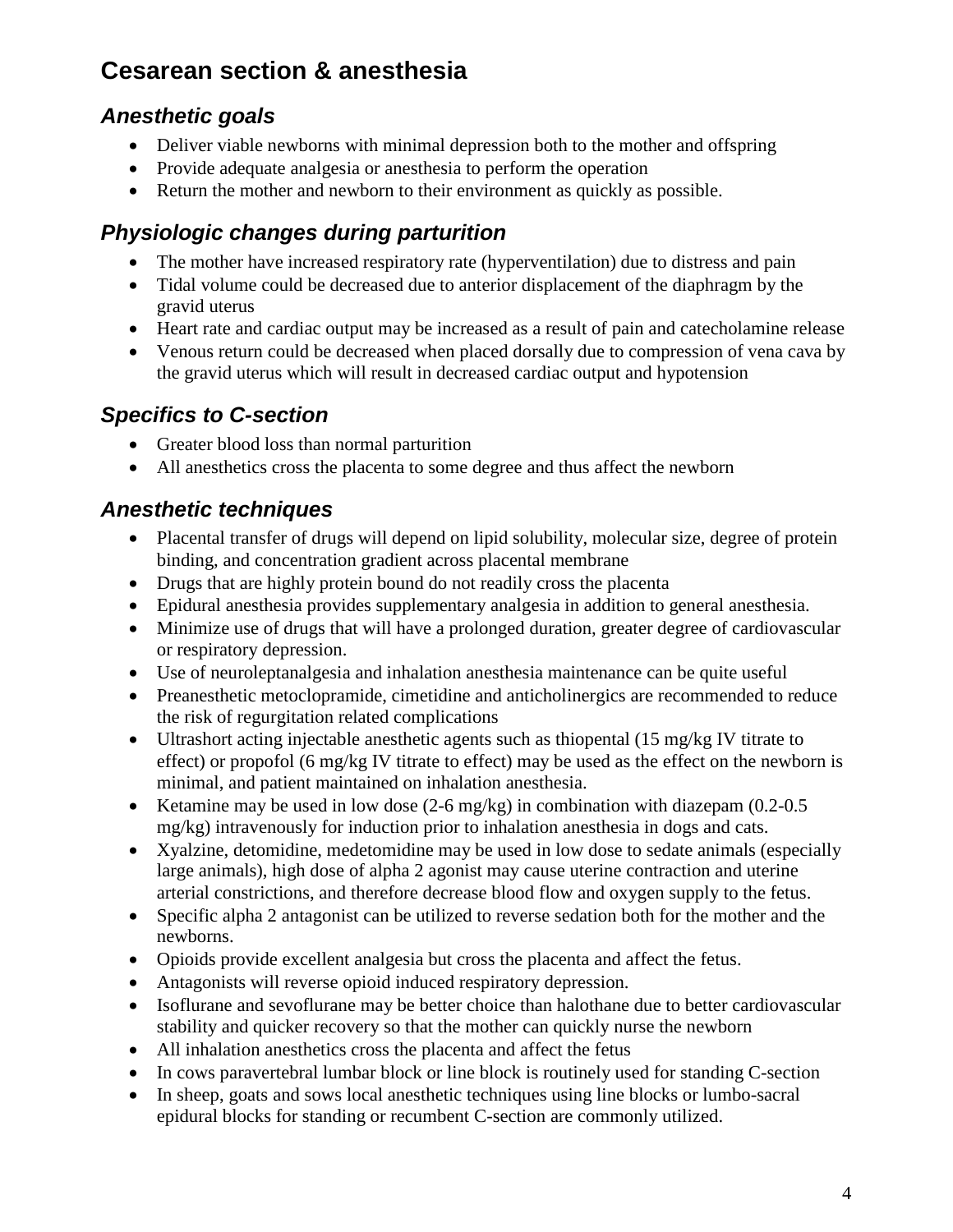## Cesarean section & anesthesia

### Anesthetic goals

- Deliver viable newborns with minimal depression both to the mother and offspring
- Provide adequate analgesia or anesthesia to perform the operation
- Return the mother and newborn to their environment as quickly as possible.

### Physiologic changes during parturition

- The mother have increased respiratory rate (hyperventilation) due to distress and pain
- Tidal volume could be decreased due to anterior displacement of the diaphragm by the gravid uterus
- Heart rate and cardiac output may be increased as a result of pain and catecholamine release
- Venous return could be decreased when placed dorsally due to compression of vena cava by the gravid uterus which will result in decreased cardiac output and hypotension

### Specifics to C-section

- Greater blood loss than normal parturition
- All anesthetics cross the placenta to some degree and thus affect the newborn

### Anesthetic techniques

- Placental transfer of drugs will depend on lipid solubility, molecular size, degree of protein binding, and concentration gradient across placental membrane
- Drugs that are highly protein bound do not readily cross the placenta
- Epidural anesthesia provides supplementary analgesia in addition to general anesthesia.
- Minimize use of drugs that will have a prolonged duration, greater degree of cardiovascular or respiratory depression.
- Use of neuroleptanalgesia and inhalation anesthesia maintenance can be quite useful
- Preanesthetic metoclopramide, cimetidine and anticholinergics are recommended to reduce the risk of regurgitation related complications
- Ultrashort acting injectable anesthetic agents such as thiopental (15 mg/kg IV titrate to effect) or propofol (6 mg/kg IV titrate to effect) may be used as the effect on the newborn is minimal, and patient maintained on inhalation anesthesia.
- Ketamine may be used in low dose (2-6 mg/kg) in combination with diazepam (0.2-0.5 mg/kg) intravenously for induction prior to inhalation anesthesia in dogs and cats.
- Xyalzine, detomidine, medetomidine may be used in low dose to sedate animals (especially large animals), high dose of alpha 2 agonist may cause uterine contraction and uterine arterial constrictions, and therefore decrease blood flow and oxygen supply to the fetus.
- Specific alpha 2 antagonist can be utilized to reverse sedation both for the mother and the newborns.
- Opioids provide excellent analgesia but cross the placenta and affect the fetus.
- Antagonists will reverse opioid induced respiratory depression.
- Isoflurane and sevoflurane may be better choice than halothane due to better cardiovascular stability and quicker recovery so that the mother can quickly nurse the newborn
- All inhalation anesthetics cross the placenta and affect the fetus
- In cows paravertebral lumbar block or line block is routinely used for standing C-section
- In sheep, goats and sows local anesthetic techniques using line blocks or lumbo-sacral epidural blocks for standing or recumbent C-section are commonly utilized.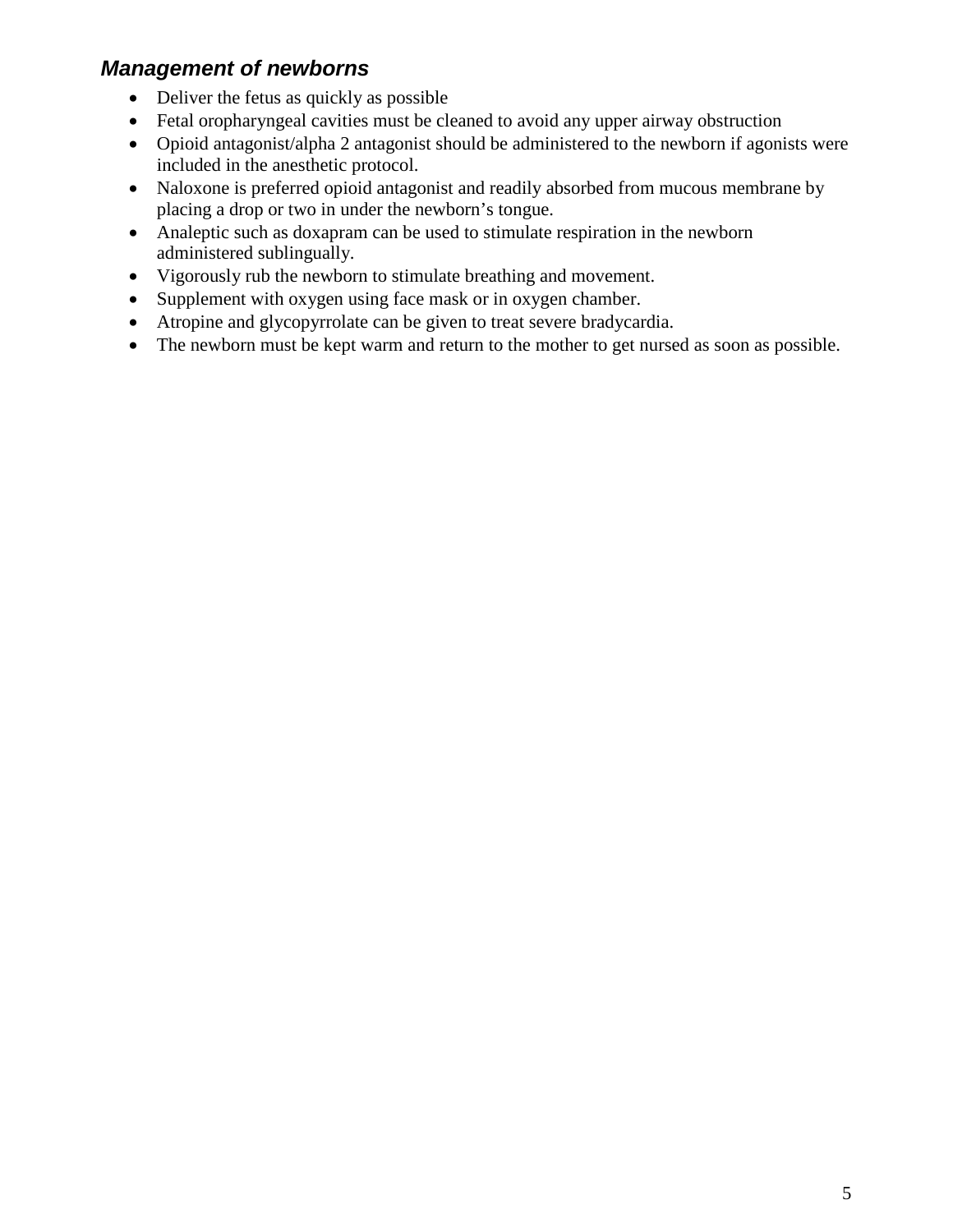### ***Management of newborns***

- Deliver the fetus as quickly as possible
- Fetal oropharyngeal cavities must be cleaned to avoid any upper airway obstruction
- Opioid antagonist/alpha 2 antagonist should be administered to the newborn if agonists were included in the anesthetic protocol.
- Naloxone is preferred opioid antagonist and readily absorbed from mucous membrane by placing a drop or two in under the newborn's tongue.
- Analeptic such as doxapram can be used to stimulate respiration in the newborn administered sublingually.
- Vigorously rub the newborn to stimulate breathing and movement.
- Supplement with oxygen using face mask or in oxygen chamber.
- Atropine and glycopyrrolate can be given to treat severe bradycardia.
- The newborn must be kept warm and return to the mother to get nursed as soon as possible.